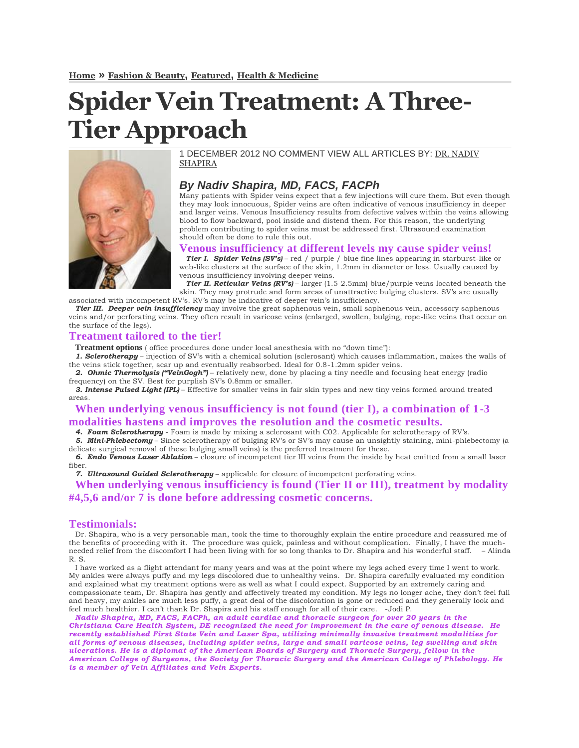**Home** » **Fashion & Beauty**, **Featured**, **Health & Medicine**

# Spider Vein Treatment: A Three-Tier Approach

1 DECEMBER 2012 NO COMMENT VIEW ALL ARTICLES BY: DR. NADIV SHAPIRA

### *By Nadiv Shapira, MD, FACS, FACPh*

Many patients with Spider veins expect that a few injections will cure them. But even though they may look innocuous, Spider veins are often indicative of venous insufficiency in deeper and larger veins. Venous Insufficiency results from defective valves within the veins allowing blood to flow backward, pool inside and distend them. For this reason, the underlying problem contributing to spider veins must be addressed first. Ultrasound examination should often be done to rule this out.

## Venous insufficiency at different levels my cause spider veins!

***Tier I. Spider Veins (SV's)*** – red / purple / blue fine lines appearing in starburst-like or web-like clusters at the surface of the skin, 1.2mm in diameter or less. Usually caused by venous insufficiency involving deeper veins.

***Tier II. Reticular Veins (RV's)*** – larger (1.5-2.5mm) blue/purple veins located beneath the skin. They may protrude and form areas of unattractive bulging clusters. SV's are usually associated with incompetent RV's. RV's may be indicative of deeper vein's insufficiency.

***Tier III. Deeper vein insufficiency*** may involve the great saphenous vein, small saphenous vein, accessory saphenous veins and/or perforating veins. They often result in varicose veins (enlarged, swollen, bulging, rope-like veins that occur on the surface of the legs).

## Treatment tailored to the tier!

**Treatment options** ( office procedures done under local anesthesia with no "down time"):

***1. Sclerotherapy*** – injection of SV's with a chemical solution (sclerosant) which causes inflammation, makes the walls of the veins stick together, scar up and eventually reabsorbed. Ideal for 0.8-1.2mm spider veins.

***2. Ohmic Thermolysis ("VeinGogh")*** – relatively new, done by placing a tiny needle and focusing heat energy (radio frequency) on the SV. Best for purplish SV's 0.8mm or smaller.

***3. Intense Pulsed Light (IPL)*** – Effective for smaller veins in fair skin types and new tiny veins formed around treated areas.

## When underlying venous insufficiency is not found (tier I), a combination of 1-3 modalities hastens and improves the resolution and the cosmetic results.

***4. Foam Sclerotherapy*** - Foam is made by mixing a sclerosant with C02. Applicable for sclerotherapy of RV's.

***5. Mini-Phlebectomy*** – Since sclerotherapy of bulging RV's or SV's may cause an unsightly staining, mini-phlebectomy (a delicate surgical removal of these bulging small veins) is the preferred treatment for these.

***6. Endo Venous Laser Ablation*** – closure of incompetent tier III veins from the inside by heat emitted from a small laser fiber.

***7. Ultrasound Guided Sclerotherapy*** – applicable for closure of incompetent perforating veins.

## When underlying venous insufficiency is found (Tier II or III), treatment by modality #4,5,6 and/or 7 is done before addressing cosmetic concerns.

## Testimonials:

Dr. Shapira, who is a very personable man, took the time to thoroughly explain the entire procedure and reassured me of the benefits of proceeding with it. The procedure was quick, painless and without complication. Finally, I have the much-needed relief from the discomfort I had been living with for so long thanks to Dr. Shapira and his wonderful staff. – Alinda R. S.

I have worked as a flight attendant for many years and was at the point where my legs ached every time I went to work. My ankles were always puffy and my legs discolored due to unhealthy veins. Dr. Shapira carefully evaluated my condition and explained what my treatment options were as well as what I could expect. Supported by an extremely caring and compassionate team, Dr. Shapira has gently and affectively treated my condition. My legs no longer ache, they don't feel full and heavy, my ankles are much less puffy, a great deal of the discoloration is gone or reduced and they generally look and feel much healthier. I can't thank Dr. Shapira and his staff enough for all of their care. -Jodi P.

***Nadiv Shapira, MD, FACS, FACPh, an adult cardiac and thoracic surgeon for over 20 years in the Christiana Care Health System, DE recognized the need for improvement in the care of venous disease. He recently established First State Vein and Laser Spa, utilizing minimally invasive treatment modalities for all forms of venous diseases, including spider veins, large and small varicose veins, leg swelling and skin ulcerations. He is a diplomat of the American Boards of Surgery and Thoracic Surgery, fellow in the American College of Surgeons, the Society for Thoracic Surgery and the American College of Phlebology. He is a member of Vein Affiliates and Vein Experts.***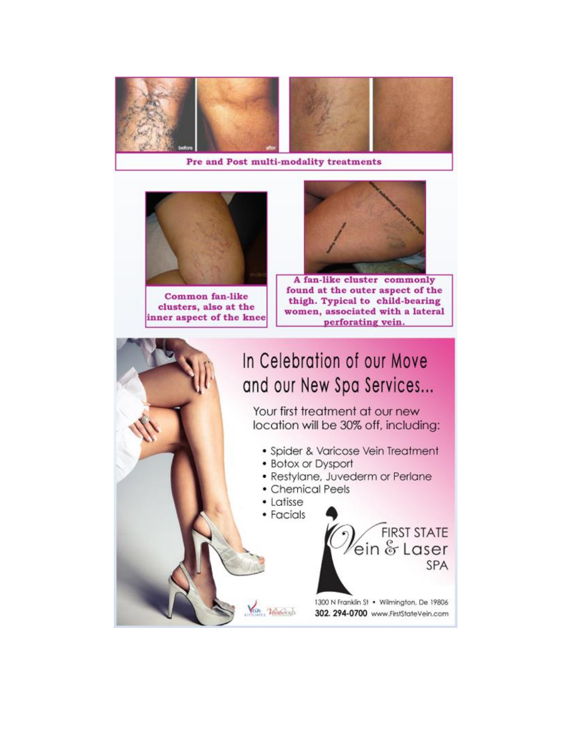Pre and Post multi-modality treatments

Common fan-like clusters, also at the inner aspect of the knee

A fan-like cluster commonly found at the outer aspect of the thigh. Typical to child-bearing women, associated with a lateral perforating vein.

# In Celebration of our Move and our New Spa Services...

Your first treatment at our new location will be 30% off, including:

- Spider & Varicose Vein Treatment
- Botox or Dysport
- Restylane, Juvederm or Perlane
- Chemical Peels
- Latisse
- Facials

FIRST STATE Vein & Laser SPA

1300 N Franklin St • Wilmington, De 19806

302. 294-0700 www.FirstStateVein.com